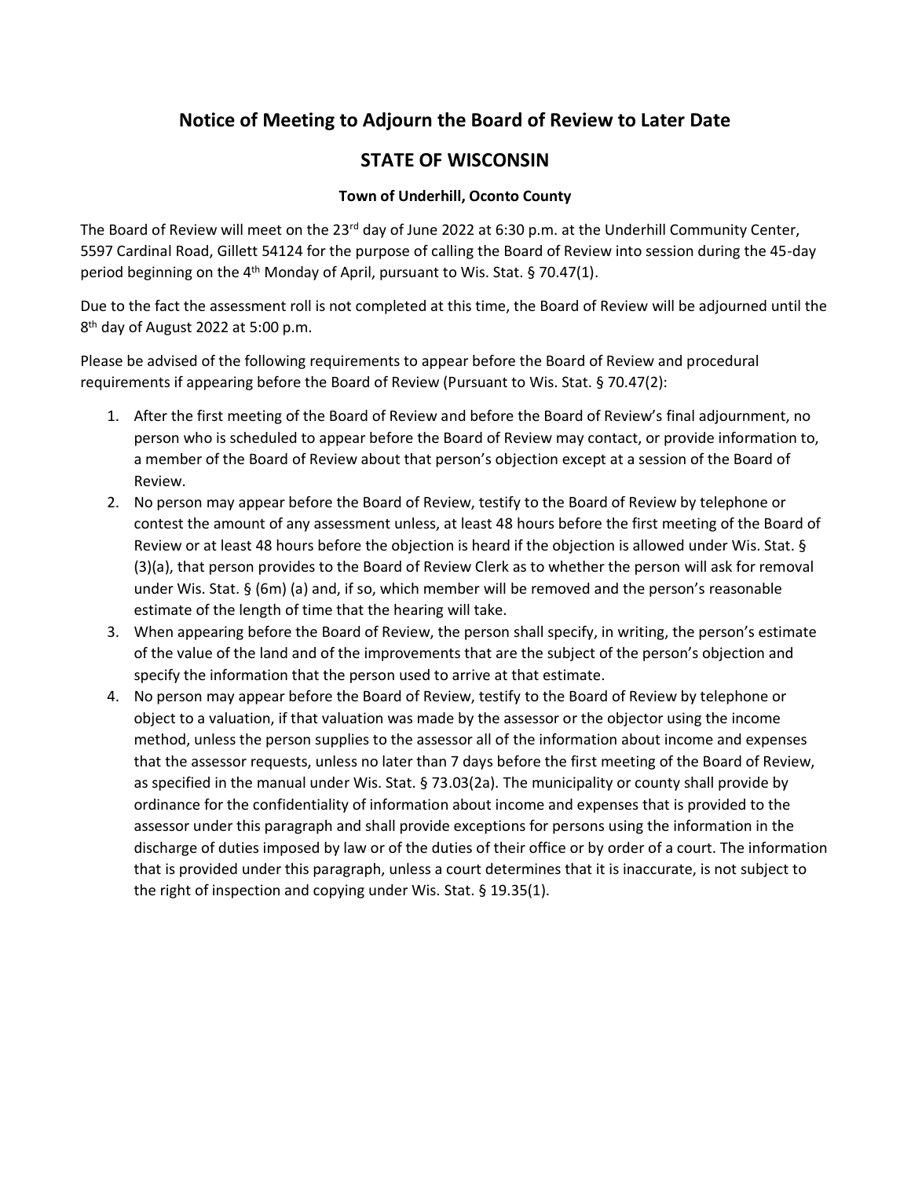# Notice of Meeting to Adjourn the Board of Review to Later Date

## STATE OF WISCONSIN

### Town of Underhill, Oconto County

The Board of Review will meet on the 23rd day of June 2022 at 6:30 p.m. at the Underhill Community Center, 5597 Cardinal Road, Gillett 54124 for the purpose of calling the Board of Review into session during the 45-day period beginning on the 4th Monday of April, pursuant to Wis. Stat. § 70.47(1).

Due to the fact the assessment roll is not completed at this time, the Board of Review will be adjourned until the 8th day of August 2022 at 5:00 p.m.

Please be advised of the following requirements to appear before the Board of Review and procedural requirements if appearing before the Board of Review (Pursuant to Wis. Stat. § 70.47(2):

1. After the first meeting of the Board of Review and before the Board of Review's final adjournment, no person who is scheduled to appear before the Board of Review may contact, or provide information to, a member of the Board of Review about that person's objection except at a session of the Board of Review.
2. No person may appear before the Board of Review, testify to the Board of Review by telephone or contest the amount of any assessment unless, at least 48 hours before the first meeting of the Board of Review or at least 48 hours before the objection is heard if the objection is allowed under Wis. Stat. § (3)(a), that person provides to the Board of Review Clerk as to whether the person will ask for removal under Wis. Stat. § (6m) (a) and, if so, which member will be removed and the person's reasonable estimate of the length of time that the hearing will take.
3. When appearing before the Board of Review, the person shall specify, in writing, the person's estimate of the value of the land and of the improvements that are the subject of the person's objection and specify the information that the person used to arrive at that estimate.
4. No person may appear before the Board of Review, testify to the Board of Review by telephone or object to a valuation, if that valuation was made by the assessor or the objector using the income method, unless the person supplies to the assessor all of the information about income and expenses that the assessor requests, unless no later than 7 days before the first meeting of the Board of Review, as specified in the manual under Wis. Stat. § 73.03(2a). The municipality or county shall provide by ordinance for the confidentiality of information about income and expenses that is provided to the assessor under this paragraph and shall provide exceptions for persons using the information in the discharge of duties imposed by law or of the duties of their office or by order of a court. The information that is provided under this paragraph, unless a court determines that it is inaccurate, is not subject to the right of inspection and copying under Wis. Stat. § 19.35(1).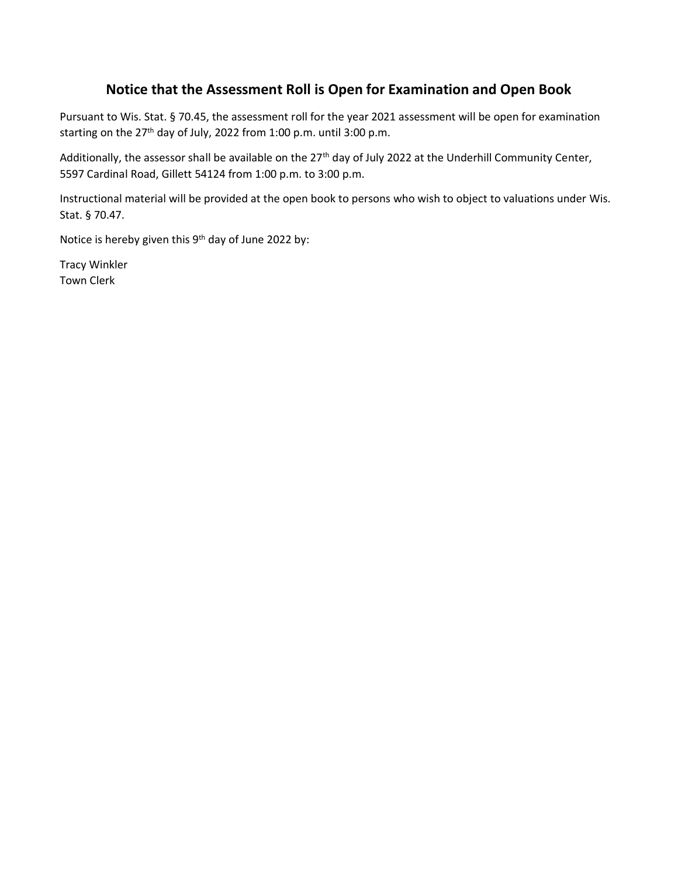## Notice that the Assessment Roll is Open for Examination and Open Book

Pursuant to Wis. Stat. § 70.45, the assessment roll for the year 2021 assessment will be open for examination starting on the 27th day of July, 2022 from 1:00 p.m. until 3:00 p.m.

Additionally, the assessor shall be available on the 27th day of July 2022 at the Underhill Community Center, 5597 Cardinal Road, Gillett 54124 from 1:00 p.m. to 3:00 p.m.

Instructional material will be provided at the open book to persons who wish to object to valuations under Wis. Stat. § 70.47.

Notice is hereby given this 9th day of June 2022 by:

Tracy Winkler
Town Clerk